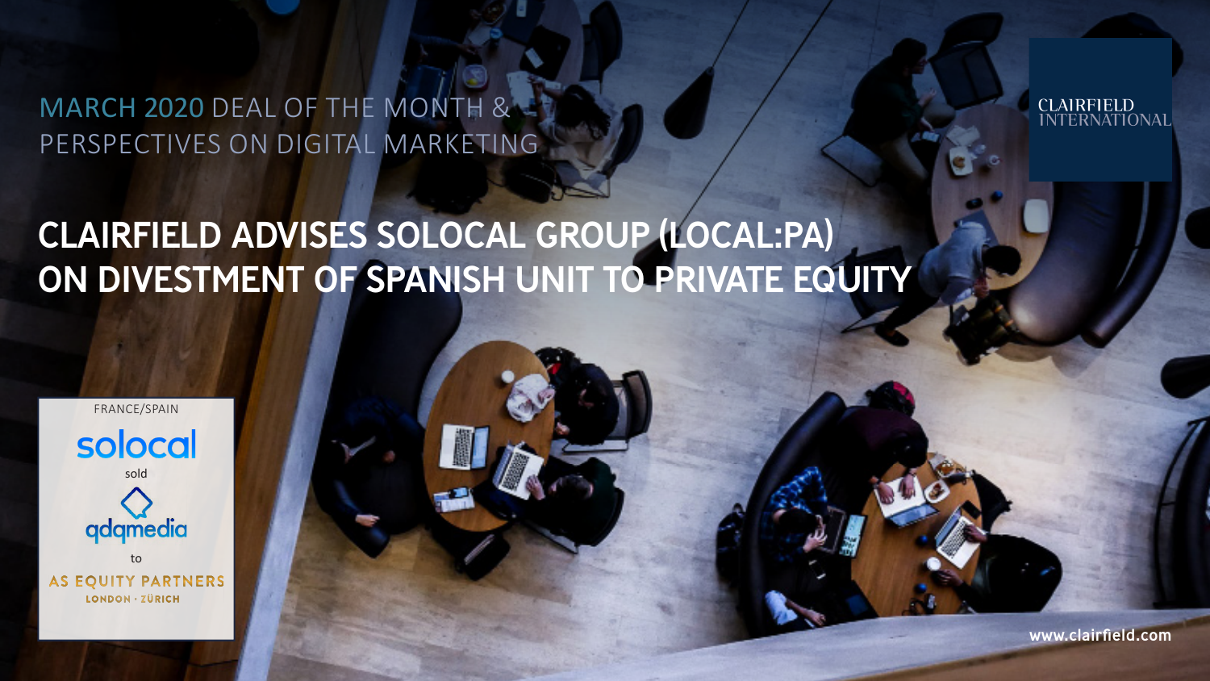MARCH 2020 DEAL OF THE MONTH & PERSPECTIVES ON DIGITAL MARKETING

CLAIRFIELD INTERNATIONAL

# CLAIRFIELD ADVISES SOLOCAL GROUP (LOCAL:PA) ON DIVESTMENT OF SPANISH UNIT TO PRIVATE EQUITY

FRANCE/SPAIN

solocal

sold

qdqmedia

to

AS EQUITY PARTNERS

LONDON · ZÜRICH

www.clairfield.com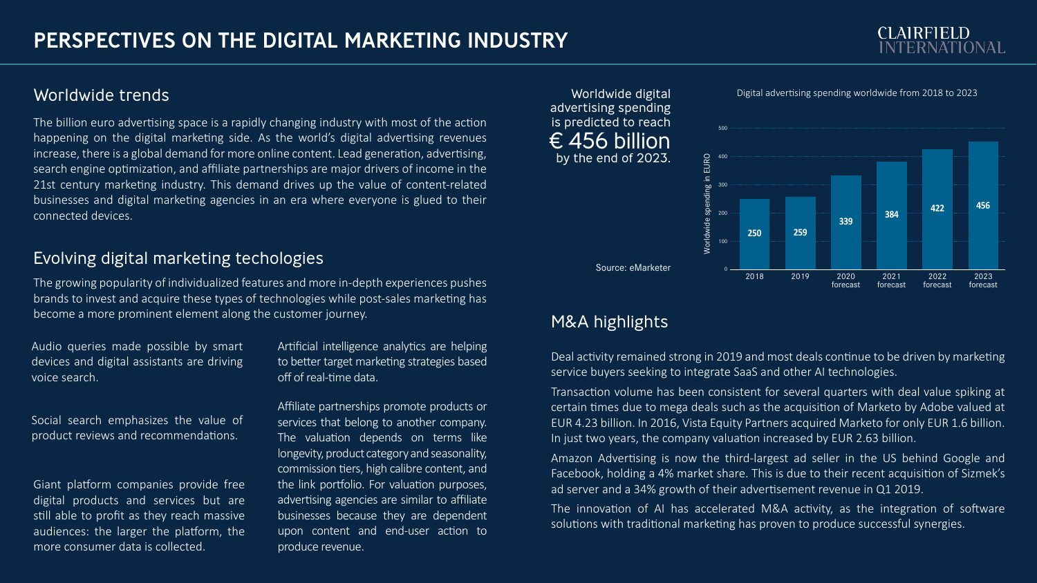# PERSPECTIVES ON THE DIGITAL MARKETING INDUSTRY

## Worldwide trends

The billion euro advertising space is a rapidly changing industry with most of the action happening on the digital marketing side. As the world's digital advertising revenues increase, there is a global demand for more online content. Lead generation, advertising, search engine optimization, and affiliate partnerships are major drivers of income in the 21st century marketing industry. This demand drives up the value of content-related businesses and digital marketing agencies in an era where everyone is glued to their connected devices.

## Evolving digital marketing techologies

The growing popularity of individualized features and more in-depth experiences pushes brands to invest and acquire these types of technologies while post-sales marketing has become a more prominent element along the customer journey.

Audio queries made possible by smart devices and digital assistants are driving voice search.

Social search emphasizes the value of product reviews and recommendations.

Giant platform companies provide free digital products and services but are still able to profit as they reach massive audiences: the larger the platform, the more consumer data is collected.

Artificial intelligence analytics are helping to better target marketing strategies based off of real-time data.

Affiliate partnerships promote products or services that belong to another company. The valuation depends on terms like longevity, product category and seasonality, commission tiers, high calibre content, and the link portfolio. For valuation purposes, advertising agencies are similar to affiliate businesses because they are dependent upon content and end-user action to produce revenue.

Worldwide digital advertising spending is predicted to reach **€ 456 billion** by the end of 2023.

Digital advertising spending worldwide from 2018 to 2023

| Year | Worldwide spending in EURO (billion) |
|---|---|
| 2018 | 250 |
| 2019 | 259 |
| 2020 forecast | 339 |
| 2021 forecast | 384 |
| 2022 forecast | 422 |
| 2023 forecast | 456 |

Source: eMarketer

## M&A highlights

Deal activity remained strong in 2019 and most deals continue to be driven by marketing service buyers seeking to integrate SaaS and other AI technologies.

Transaction volume has been consistent for several quarters with deal value spiking at certain times due to mega deals such as the acquisition of Marketo by Adobe valued at EUR 4.23 billion. In 2016, Vista Equity Partners acquired Marketo for only EUR 1.6 billion. In just two years, the company valuation increased by EUR 2.63 billion.

Amazon Advertising is now the third-largest ad seller in the US behind Google and Facebook, holding a 4% market share. This is due to their recent acquisition of Sizmek's ad server and a 34% growth of their advertisement revenue in Q1 2019.

The innovation of AI has accelerated M&A activity, as the integration of software solutions with traditional marketing has proven to produce successful synergies.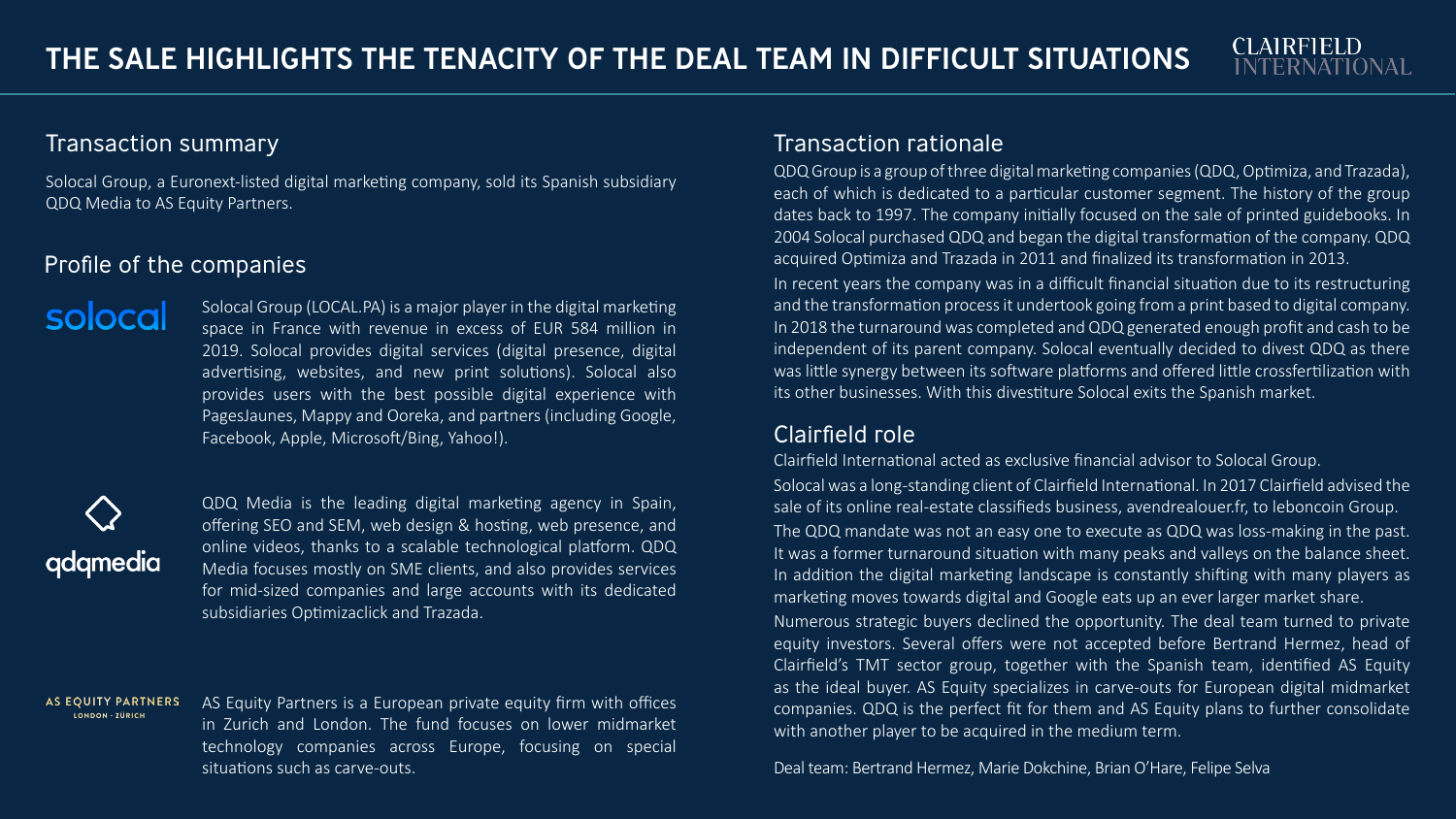# THE SALE HIGHLIGHTS THE TENACITY OF THE DEAL TEAM IN DIFFICULT SITUATIONS

## Transaction summary

Solocal Group, a Euronext-listed digital marketing company, sold its Spanish subsidiary QDQ Media to AS Equity Partners.

## Profile of the companies

**solocal**

Solocal Group (LOCAL.PA) is a major player in the digital marketing space in France with revenue in excess of EUR 584 million in 2019. Solocal provides digital services (digital presence, digital advertising, websites, and new print solutions). Solocal also provides users with the best possible digital experience with PagesJaunes, Mappy and Ooreka, and partners (including Google, Facebook, Apple, Microsoft/Bing, Yahoo!).

**qdqmedia**

QDQ Media is the leading digital marketing agency in Spain, offering SEO and SEM, web design & hosting, web presence, and online videos, thanks to a scalable technological platform. QDQ Media focuses mostly on SME clients, and also provides services for mid-sized companies and large accounts with its dedicated subsidiaries Optimizaclick and Trazada.

**AS EQUITY PARTNERS** LONDON · ZÜRICH

AS Equity Partners is a European private equity firm with offices in Zurich and London. The fund focuses on lower midmarket technology companies across Europe, focusing on special situations such as carve-outs.

## Transaction rationale

QDQ Group is a group of three digital marketing companies (QDQ, Optimiza, and Trazada), each of which is dedicated to a particular customer segment. The history of the group dates back to 1997. The company initially focused on the sale of printed guidebooks. In 2004 Solocal purchased QDQ and began the digital transformation of the company. QDQ acquired Optimiza and Trazada in 2011 and finalized its transformation in 2013.

In recent years the company was in a difficult financial situation due to its restructuring and the transformation process it undertook going from a print based to digital company. In 2018 the turnaround was completed and QDQ generated enough profit and cash to be independent of its parent company. Solocal eventually decided to divest QDQ as there was little synergy between its software platforms and offered little crossfertilization with its other businesses. With this divestiture Solocal exits the Spanish market.

## Clairfield role

Clairfield International acted as exclusive financial advisor to Solocal Group.

Solocal was a long-standing client of Clairfield International. In 2017 Clairfield advised the sale of its online real-estate classifieds business, avendrealouer.fr, to leboncoin Group.

The QDQ mandate was not an easy one to execute as QDQ was loss-making in the past. It was a former turnaround situation with many peaks and valleys on the balance sheet. In addition the digital marketing landscape is constantly shifting with many players as marketing moves towards digital and Google eats up an ever larger market share.

Numerous strategic buyers declined the opportunity. The deal team turned to private equity investors. Several offers were not accepted before Bertrand Hermez, head of Clairfield's TMT sector group, together with the Spanish team, identified AS Equity as the ideal buyer. AS Equity specializes in carve-outs for European digital midmarket companies. QDQ is the perfect fit for them and AS Equity plans to further consolidate with another player to be acquired in the medium term.

Deal team: Bertrand Hermez, Marie Dokchine, Brian O'Hare, Felipe Selva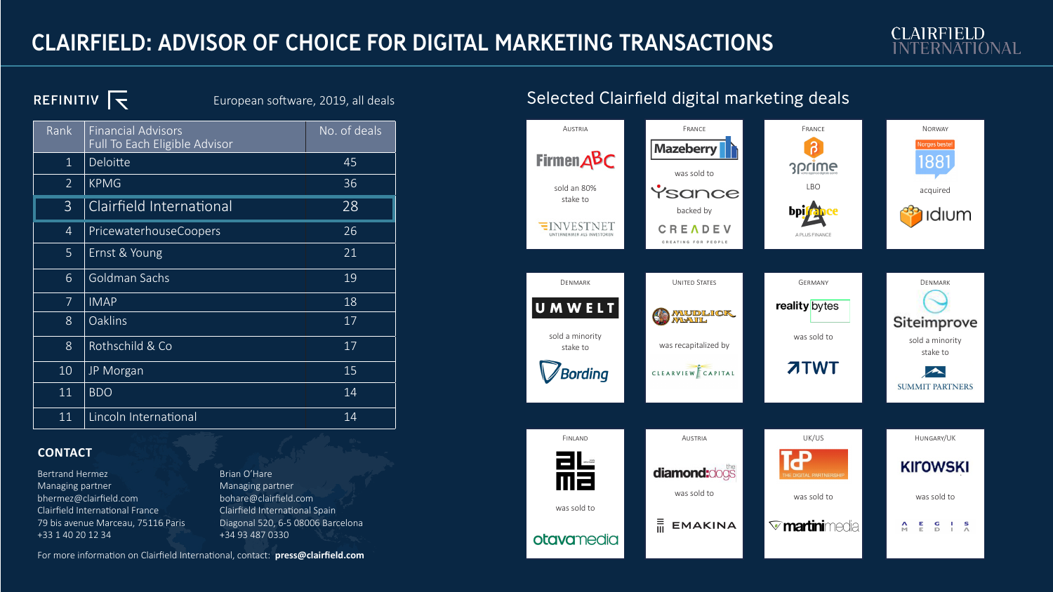# CLAIRFIELD: ADVISOR OF CHOICE FOR DIGITAL MARKETING TRANSACTIONS

REFINITIV — European software, 2019, all deals

| Rank | Financial Advisors Full To Each Eligible Advisor | No. of deals |
|---|---|---|
| 1 | Deloitte | 45 |
| 2 | KPMG | 36 |
| 3 | **Clairfield International** | **28** |
| 4 | PricewaterhouseCoopers | 26 |
| 5 | Ernst & Young | 21 |
| 6 | Goldman Sachs | 19 |
| 7 | IMAP | 18 |
| 8 | Oaklins | 17 |
| 8 | Rothschild & Co | 17 |
| 10 | JP Morgan | 15 |
| 11 | BDO | 14 |
| 11 | Lincoln International | 14 |

## CONTACT

Bertrand Hermez
Managing partner
bhermez@clairfield.com
Clairfield International France
79 bis avenue Marceau, 75116 Paris
+33 1 40 20 12 34

Brian O'Hare
Managing partner
bohare@clairfield.com
Clairfield International Spain
Diagonal 520, 6-5 08006 Barcelona
+34 93 487 0330

For more information on Clairfield International, contact: **press@clairfield.com**

## Selected Clairfield digital marketing deals

- **Austria** — FirmenABC sold an 80% stake to INVESTNET
- **France** — Mazeberry was sold to Ysance backed by CREADEV
- **France** — 3prime LBO bpifrance
- **Norway** — 1881 acquired Idium
- **Denmark** — UMWELT sold a minority stake to Bording
- **United States** — Mudlick Mail was recapitalized by Clearview Capital
- **Germany** — reality bytes was sold to TWT
- **Denmark** — Siteimprove sold a minority stake to Summit Partners
- **Finland** — Alma was sold to otavamedia
- **Austria** — diamond:dogs was sold to EMAKINA
- **UK/US** — TDP The Digital Partnership was sold to martinimedia
- **Hungary/UK** — Kirowski was sold to Aegis Media